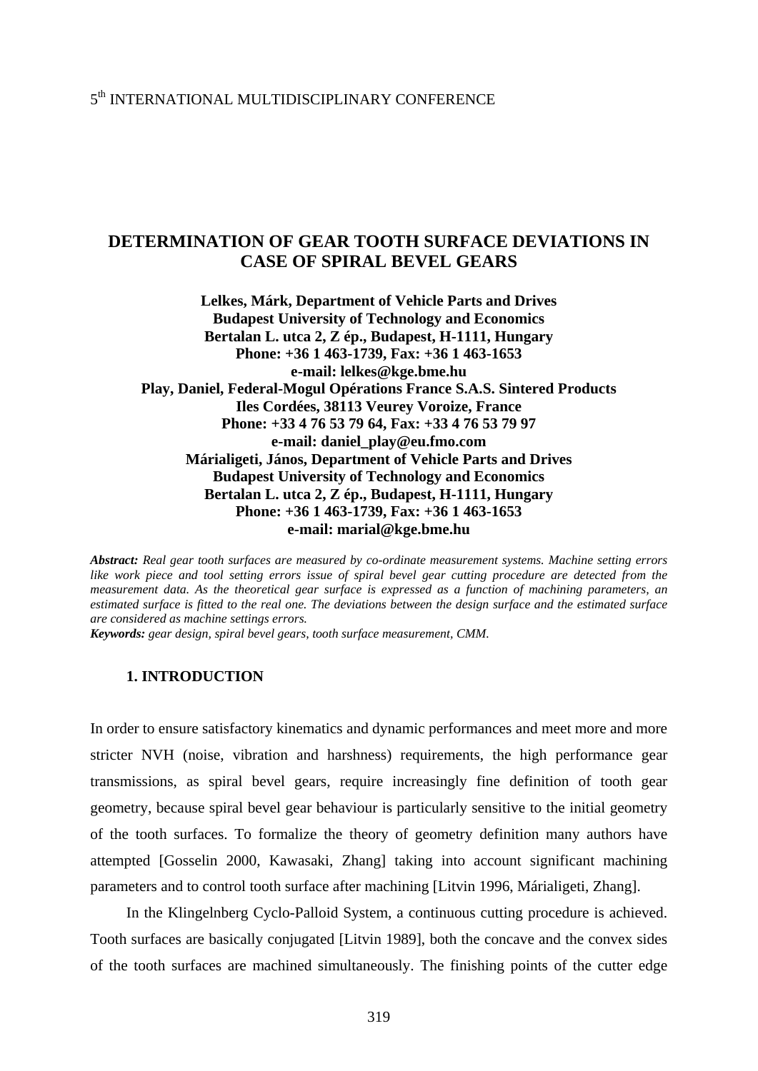5th INTERNATIONAL MULTIDISCIPLINARY CONFERENCE

# DETERMINATION OF GEAR TOOTH SURFACE DEVIATIONS IN CASE OF SPIRAL BEVEL GEARS

**Lelkes, Márk, Department of Vehicle Parts and Drives**
**Budapest University of Technology and Economics**
**Bertalan L. utca 2, Z ép., Budapest, H-1111, Hungary**
**Phone: +36 1 463-1739, Fax: +36 1 463-1653**
**e-mail: lelkes@kge.bme.hu**
**Play, Daniel, Federal-Mogul Opérations France S.A.S. Sintered Products**
**Iles Cordées, 38113 Veurey Voroize, France**
**Phone: +33 4 76 53 79 64, Fax: +33 4 76 53 79 97**
**e-mail: daniel_play@eu.fmo.com**
**Márialigeti, János, Department of Vehicle Parts and Drives**
**Budapest University of Technology and Economics**
**Bertalan L. utca 2, Z ép., Budapest, H-1111, Hungary**
**Phone: +36 1 463-1739, Fax: +36 1 463-1653**
**e-mail: marial@kge.bme.hu**

***Abstract:*** *Real gear tooth surfaces are measured by co-ordinate measurement systems. Machine setting errors like work piece and tool setting errors issue of spiral bevel gear cutting procedure are detected from the measurement data. As the theoretical gear surface is expressed as a function of machining parameters, an estimated surface is fitted to the real one. The deviations between the design surface and the estimated surface are considered as machine settings errors.*
***Keywords:*** *gear design, spiral bevel gears, tooth surface measurement, CMM.*

## 1. INTRODUCTION

In order to ensure satisfactory kinematics and dynamic performances and meet more and more stricter NVH (noise, vibration and harshness) requirements, the high performance gear transmissions, as spiral bevel gears, require increasingly fine definition of tooth gear geometry, because spiral bevel gear behaviour is particularly sensitive to the initial geometry of the tooth surfaces. To formalize the theory of geometry definition many authors have attempted [Gosselin 2000, Kawasaki, Zhang] taking into account significant machining parameters and to control tooth surface after machining [Litvin 1996, Márialigeti, Zhang].

In the Klingelnberg Cyclo-Palloid System, a continuous cutting procedure is achieved. Tooth surfaces are basically conjugated [Litvin 1989], both the concave and the convex sides of the tooth surfaces are machined simultaneously. The finishing points of the cutter edge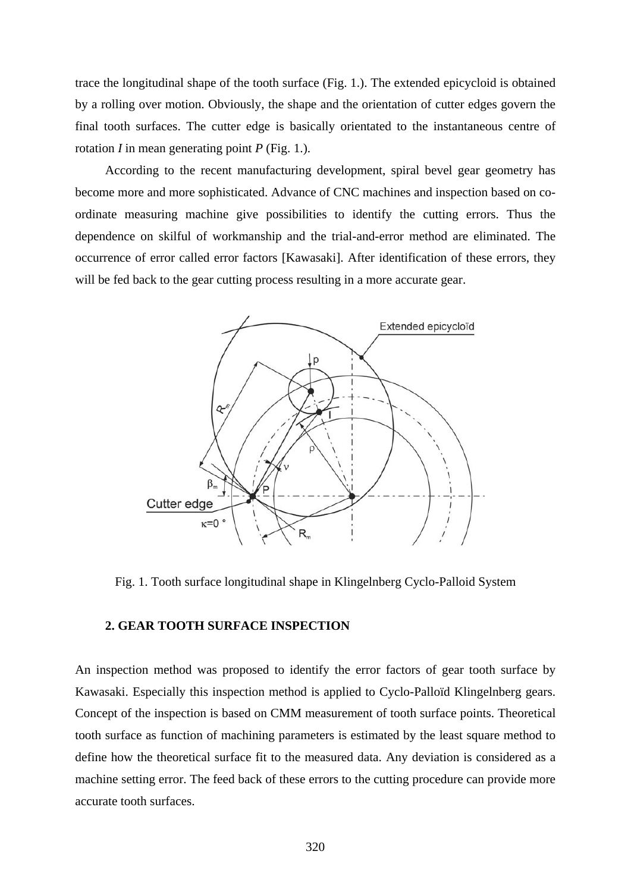trace the longitudinal shape of the tooth surface (Fig. 1.). The extended epicycloid is obtained by a rolling over motion. Obviously, the shape and the orientation of cutter edges govern the final tooth surfaces. The cutter edge is basically orientated to the instantaneous centre of rotation *I* in mean generating point *P* (Fig. 1.).

According to the recent manufacturing development, spiral bevel gear geometry has become more and more sophisticated. Advance of CNC machines and inspection based on co-ordinate measuring machine give possibilities to identify the cutting errors. Thus the dependence on skilful of workmanship and the trial-and-error method are eliminated. The occurrence of error called error factors [Kawasaki]. After identification of these errors, they will be fed back to the gear cutting process resulting in a more accurate gear.

Fig. 1. Tooth surface longitudinal shape in Klingelnberg Cyclo-Palloid System

### 2. GEAR TOOTH SURFACE INSPECTION

An inspection method was proposed to identify the error factors of gear tooth surface by Kawasaki. Especially this inspection method is applied to Cyclo-Palloïd Klingelnberg gears. Concept of the inspection is based on CMM measurement of tooth surface points. Theoretical tooth surface as function of machining parameters is estimated by the least square method to define how the theoretical surface fit to the measured data. Any deviation is considered as a machine setting error. The feed back of these errors to the cutting procedure can provide more accurate tooth surfaces.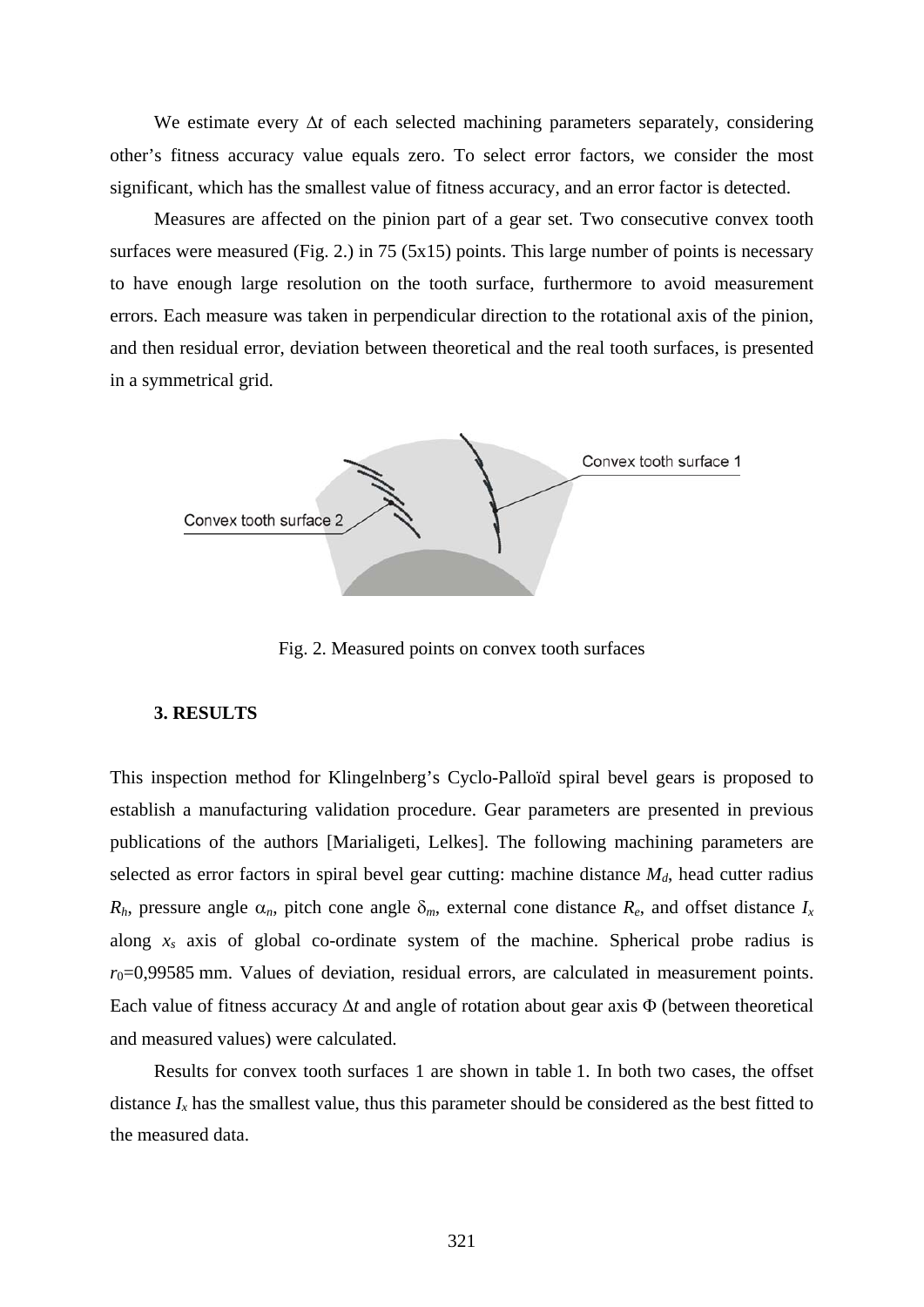We estimate every $\Delta t$ of each selected machining parameters separately, considering other's fitness accuracy value equals zero. To select error factors, we consider the most significant, which has the smallest value of fitness accuracy, and an error factor is detected.

Measures are affected on the pinion part of a gear set. Two consecutive convex tooth surfaces were measured (Fig. 2.) in 75 (5x15) points. This large number of points is necessary to have enough large resolution on the tooth surface, furthermore to avoid measurement errors. Each measure was taken in perpendicular direction to the rotational axis of the pinion, and then residual error, deviation between theoretical and the real tooth surfaces, is presented in a symmetrical grid.

Fig. 2. Measured points on convex tooth surfaces

### 3. RESULTS

This inspection method for Klingelnberg's Cyclo-Palloïd spiral bevel gears is proposed to establish a manufacturing validation procedure. Gear parameters are presented in previous publications of the authors [Marialigeti, Lelkes]. The following machining parameters are selected as error factors in spiral bevel gear cutting: machine distance $M_d$, head cutter radius $R_h$, pressure angle $\alpha_n$, pitch cone angle $\delta_m$, external cone distance $R_e$, and offset distance $I_x$ along $x_s$ axis of global co-ordinate system of the machine. Spherical probe radius is $r_0$=0,99585 mm. Values of deviation, residual errors, are calculated in measurement points. Each value of fitness accuracy $\Delta t$ and angle of rotation about gear axis $\Phi$ (between theoretical and measured values) were calculated.

Results for convex tooth surfaces 1 are shown in table 1. In both two cases, the offset distance $I_x$ has the smallest value, thus this parameter should be considered as the best fitted to the measured data.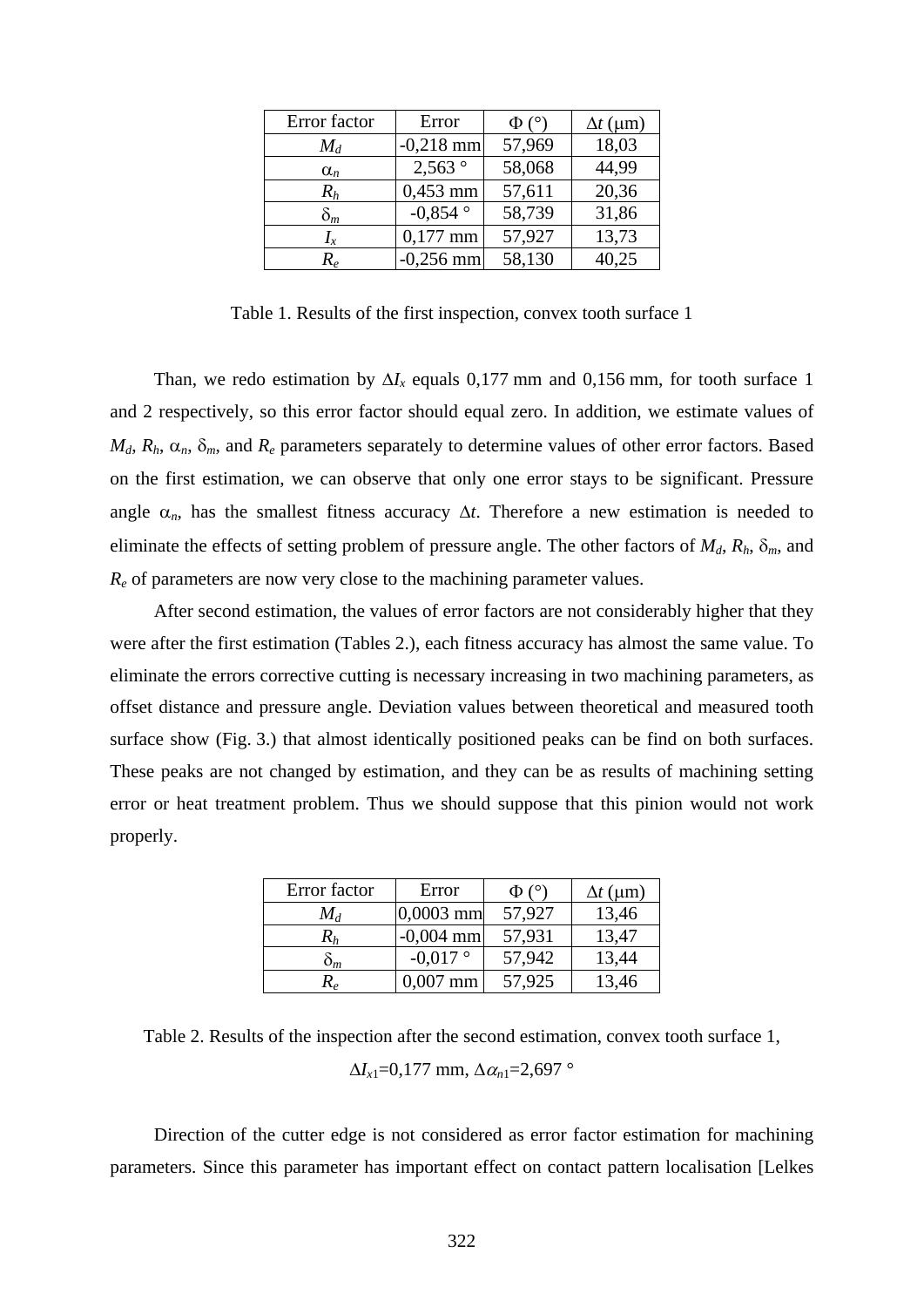| Error factor | Error | $\Phi$ (°) | $\Delta t$ ($\mu$m) |
|---|---|---|---|
| $M_d$ | -0,218 mm | 57,969 | 18,03 |
| $\alpha_n$ | 2,563 ° | 58,068 | 44,99 |
| $R_h$ | 0,453 mm | 57,611 | 20,36 |
| $\delta_m$ | -0,854 ° | 58,739 | 31,86 |
| $I_x$ | 0,177 mm | 57,927 | 13,73 |
| $R_e$ | -0,256 mm | 58,130 | 40,25 |

Table 1. Results of the first inspection, convex tooth surface 1

Than, we redo estimation by $\Delta I_x$ equals 0,177 mm and 0,156 mm, for tooth surface 1 and 2 respectively, so this error factor should equal zero. In addition, we estimate values of $M_d$, $R_h$, $\alpha_n$, $\delta_m$, and $R_e$ parameters separately to determine values of other error factors. Based on the first estimation, we can observe that only one error stays to be significant. Pressure angle $\alpha_n$, has the smallest fitness accuracy $\Delta t$. Therefore a new estimation is needed to eliminate the effects of setting problem of pressure angle. The other factors of $M_d$, $R_h$, $\delta_m$, and $R_e$ of parameters are now very close to the machining parameter values.

After second estimation, the values of error factors are not considerably higher that they were after the first estimation (Tables 2.), each fitness accuracy has almost the same value. To eliminate the errors corrective cutting is necessary increasing in two machining parameters, as offset distance and pressure angle. Deviation values between theoretical and measured tooth surface show (Fig. 3.) that almost identically positioned peaks can be find on both surfaces. These peaks are not changed by estimation, and they can be as results of machining setting error or heat treatment problem. Thus we should suppose that this pinion would not work properly.

| Error factor | Error | $\Phi$ (°) | $\Delta t$ ($\mu$m) |
|---|---|---|---|
| $M_d$ | 0,0003 mm | 57,927 | 13,46 |
| $R_h$ | -0,004 mm | 57,931 | 13,47 |
| $\delta_m$ | -0,017 ° | 57,942 | 13,44 |
| $R_e$ | 0,007 mm | 57,925 | 13,46 |

Table 2. Results of the inspection after the second estimation, convex tooth surface 1, $\Delta I_{x1}$=0,177 mm, $\Delta\alpha_{n1}$=2,697 °

Direction of the cutter edge is not considered as error factor estimation for machining parameters. Since this parameter has important effect on contact pattern localisation [Lelkes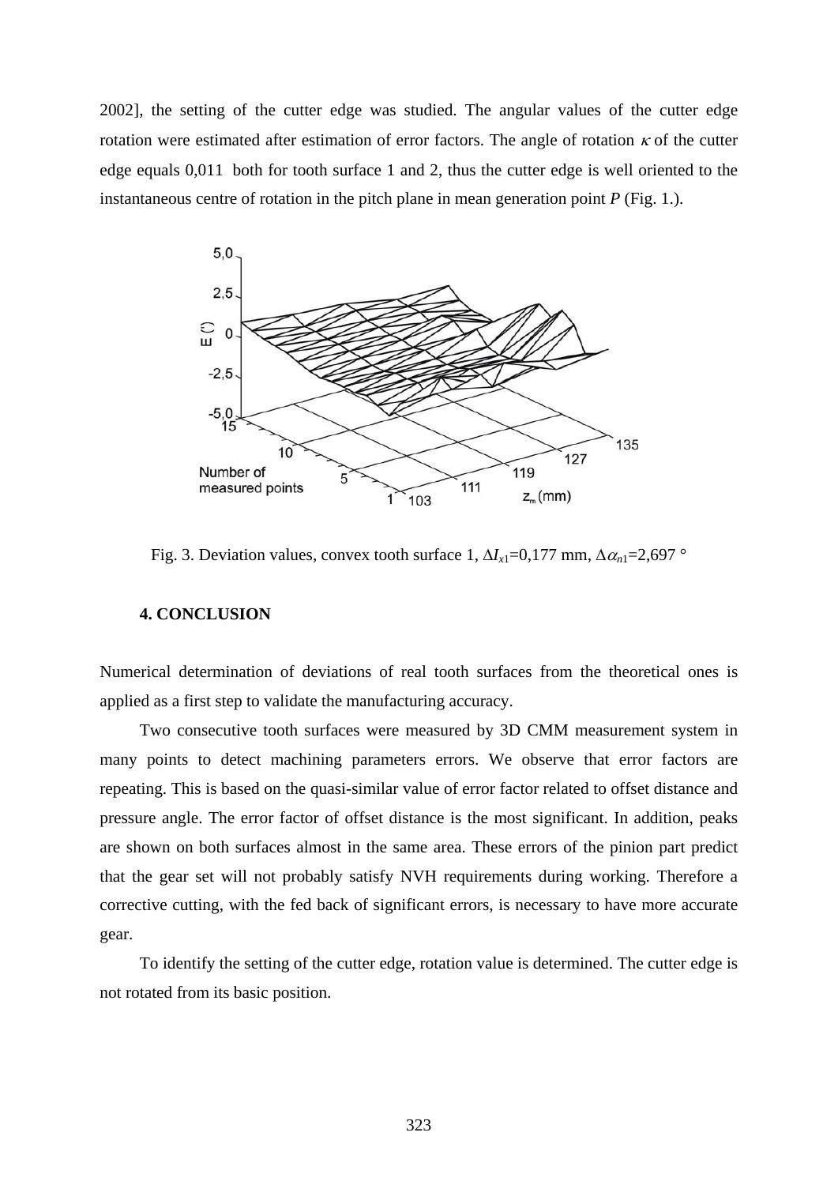2002], the setting of the cutter edge was studied. The angular values of the cutter edge rotation were estimated after estimation of error factors. The angle of rotation $\kappa$ of the cutter edge equals 0,011 both for tooth surface 1 and 2, thus the cutter edge is well oriented to the instantaneous centre of rotation in the pitch plane in mean generation point *P* (Fig. 1.).

Fig. 3. Deviation values, convex tooth surface 1, $\Delta I_{x1}$=0,177 mm, $\Delta\alpha_{n1}$=2,697 °

### 4. CONCLUSION

Numerical determination of deviations of real tooth surfaces from the theoretical ones is applied as a first step to validate the manufacturing accuracy.

Two consecutive tooth surfaces were measured by 3D CMM measurement system in many points to detect machining parameters errors. We observe that error factors are repeating. This is based on the quasi-similar value of error factor related to offset distance and pressure angle. The error factor of offset distance is the most significant. In addition, peaks are shown on both surfaces almost in the same area. These errors of the pinion part predict that the gear set will not probably satisfy NVH requirements during working. Therefore a corrective cutting, with the fed back of significant errors, is necessary to have more accurate gear.

To identify the setting of the cutter edge, rotation value is determined. The cutter edge is not rotated from its basic position.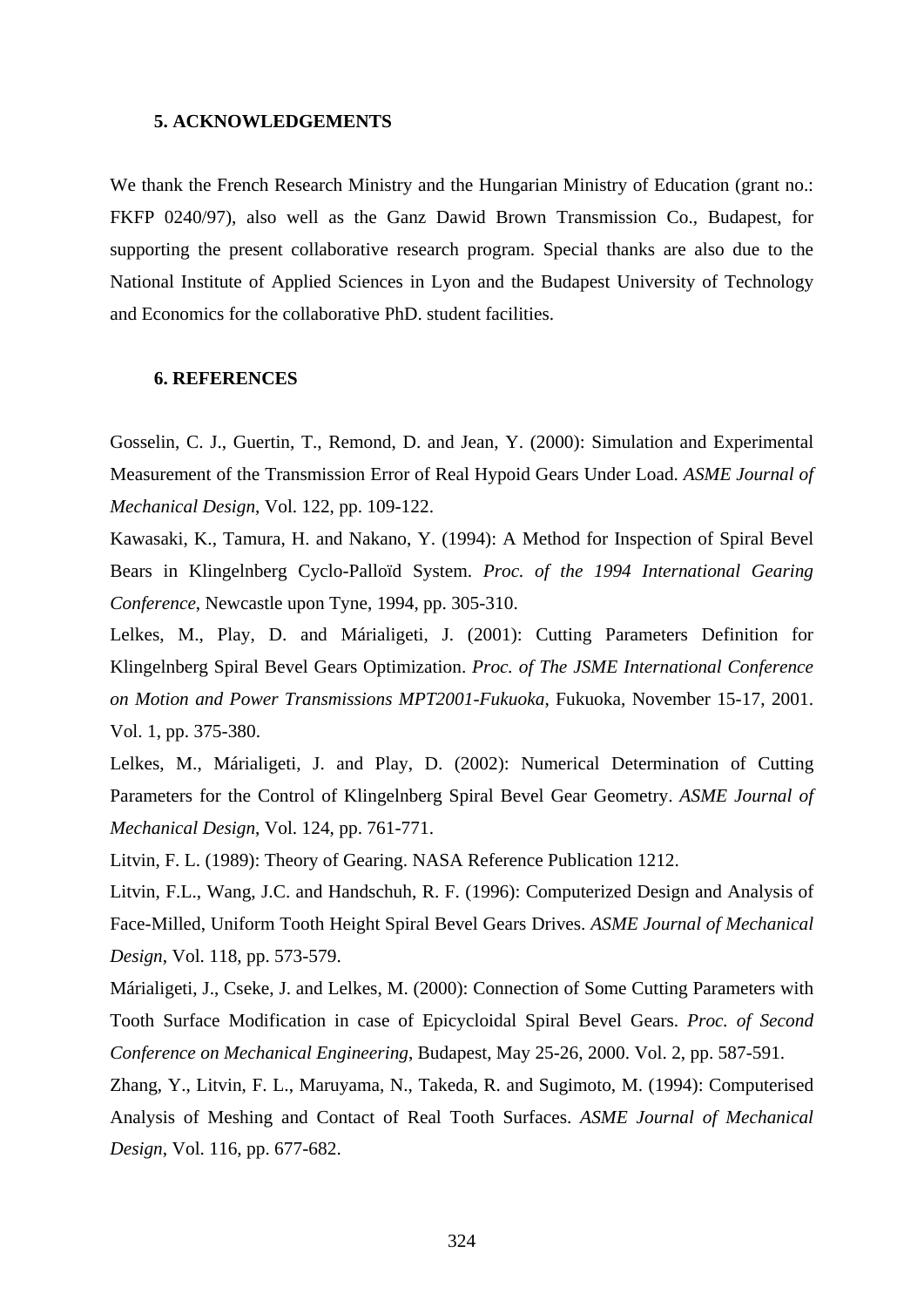## 5. ACKNOWLEDGEMENTS

We thank the French Research Ministry and the Hungarian Ministry of Education (grant no.: FKFP 0240/97), also well as the Ganz Dawid Brown Transmission Co., Budapest, for supporting the present collaborative research program. Special thanks are also due to the National Institute of Applied Sciences in Lyon and the Budapest University of Technology and Economics for the collaborative PhD. student facilities.

## 6. REFERENCES

Gosselin, C. J., Guertin, T., Remond, D. and Jean, Y. (2000): Simulation and Experimental Measurement of the Transmission Error of Real Hypoid Gears Under Load. *ASME Journal of Mechanical Design*, Vol. 122, pp. 109-122.

Kawasaki, K., Tamura, H. and Nakano, Y. (1994): A Method for Inspection of Spiral Bevel Bears in Klingelnberg Cyclo-Palloïd System. *Proc. of the 1994 International Gearing Conference*, Newcastle upon Tyne, 1994, pp. 305-310.

Lelkes, M., Play, D. and Márialigeti, J. (2001): Cutting Parameters Definition for Klingelnberg Spiral Bevel Gears Optimization. *Proc. of The JSME International Conference on Motion and Power Transmissions MPT2001-Fukuoka*, Fukuoka, November 15-17, 2001. Vol. 1, pp. 375-380.

Lelkes, M., Márialigeti, J. and Play, D. (2002): Numerical Determination of Cutting Parameters for the Control of Klingelnberg Spiral Bevel Gear Geometry. *ASME Journal of Mechanical Design*, Vol. 124, pp. 761-771.

Litvin, F. L. (1989): Theory of Gearing. NASA Reference Publication 1212.

Litvin, F.L., Wang, J.C. and Handschuh, R. F. (1996): Computerized Design and Analysis of Face-Milled, Uniform Tooth Height Spiral Bevel Gears Drives. *ASME Journal of Mechanical Design*, Vol. 118, pp. 573-579.

Márialigeti, J., Cseke, J. and Lelkes, M. (2000): Connection of Some Cutting Parameters with Tooth Surface Modification in case of Epicycloidal Spiral Bevel Gears. *Proc. of Second Conference on Mechanical Engineering*, Budapest, May 25-26, 2000. Vol. 2, pp. 587-591.

Zhang, Y., Litvin, F. L., Maruyama, N., Takeda, R. and Sugimoto, M. (1994): Computerised Analysis of Meshing and Contact of Real Tooth Surfaces. *ASME Journal of Mechanical Design*, Vol. 116, pp. 677-682.